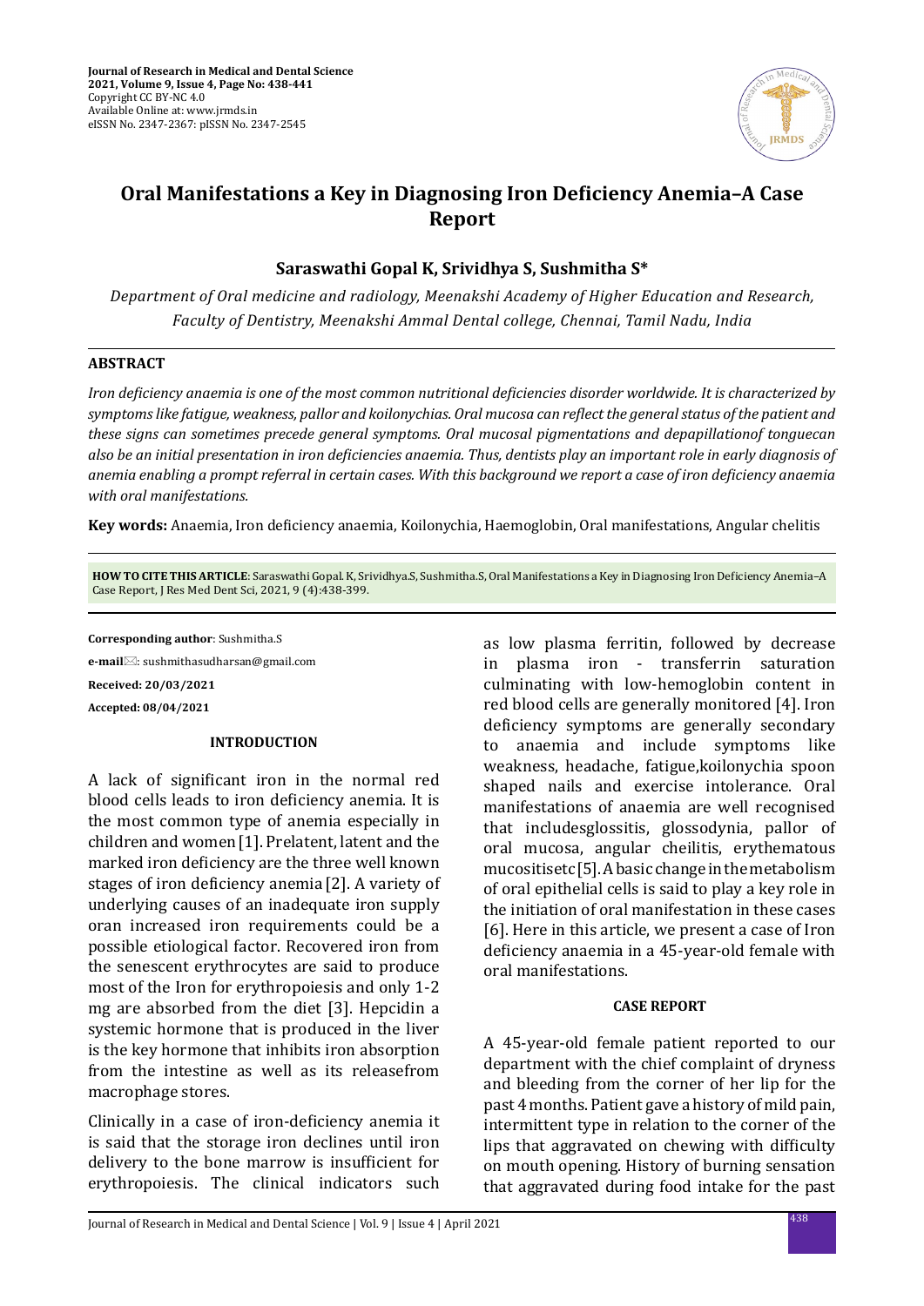# Oral Manifestations a Key in Diagnosing Iron Deficiency Anemia–A Case Report

**Saraswathi Gopal K, Srividhya S, Sushmitha S***

*Department of Oral medicine and radiology, Meenakshi Academy of Higher Education and Research, Faculty of Dentistry, Meenakshi Ammal Dental college, Chennai, Tamil Nadu, India*

## ABSTRACT

*Iron deficiency anaemia is one of the most common nutritional deficiencies disorder worldwide. It is characterized by symptoms like fatigue, weakness, pallor and koilonychias. Oral mucosa can reflect the general status of the patient and these signs can sometimes precede general symptoms. Oral mucosal pigmentations and depapillationof tonguecan also be an initial presentation in iron deficiencies anaemia. Thus, dentists play an important role in early diagnosis of anemia enabling a prompt referral in certain cases. With this background we report a case of iron deficiency anaemia with oral manifestations.*

**Key words:** Anaemia, Iron deficiency anaemia, Koilonychia, Haemoglobin, Oral manifestations, Angular chelitis

**HOW TO CITE THIS ARTICLE**: Saraswathi Gopal. K, Srividhya.S, Sushmitha.S, Oral Manifestations a Key in Diagnosing Iron Deficiency Anemia–A Case Report, J Res Med Dent Sci, 2021, 9 (4):438-399.

**Corresponding author**: Sushmitha.S

**e-mail**: sushmithasudharsan@gmail.com

**Received: 20/03/2021**

**Accepted: 08/04/2021**

## INTRODUCTION

A lack of significant iron in the normal red blood cells leads to iron deficiency anemia. It is the most common type of anemia especially in children and women [1]. Prelatent, latent and the marked iron deficiency are the three well known stages of iron deficiency anemia [2]. A variety of underlying causes of an inadequate iron supply oran increased iron requirements could be a possible etiological factor. Recovered iron from the senescent erythrocytes are said to produce most of the Iron for erythropoiesis and only 1-2 mg are absorbed from the diet [3]. Hepcidin a systemic hormone that is produced in the liver is the key hormone that inhibits iron absorption from the intestine as well as its releasefrom macrophage stores.

Clinically in a case of iron-deficiency anemia it is said that the storage iron declines until iron delivery to the bone marrow is insufficient for erythropoiesis. The clinical indicators such as low plasma ferritin, followed by decrease in plasma iron - transferrin saturation culminating with low-hemoglobin content in red blood cells are generally monitored [4]. Iron deficiency symptoms are generally secondary to anaemia and include symptoms like weakness, headache, fatigue,koilonychia spoon shaped nails and exercise intolerance. Oral manifestations of anaemia are well recognised that includesglossitis, glossodynia, pallor of oral mucosa, angular cheilitis, erythematous mucositisetc [5]. A basic change in the metabolism of oral epithelial cells is said to play a key role in the initiation of oral manifestation in these cases [6]. Here in this article, we present a case of Iron deficiency anaemia in a 45-year-old female with oral manifestations.

## CASE REPORT

A 45-year-old female patient reported to our department with the chief complaint of dryness and bleeding from the corner of her lip for the past 4 months. Patient gave a history of mild pain, intermittent type in relation to the corner of the lips that aggravated on chewing with difficulty on mouth opening. History of burning sensation that aggravated during food intake for the past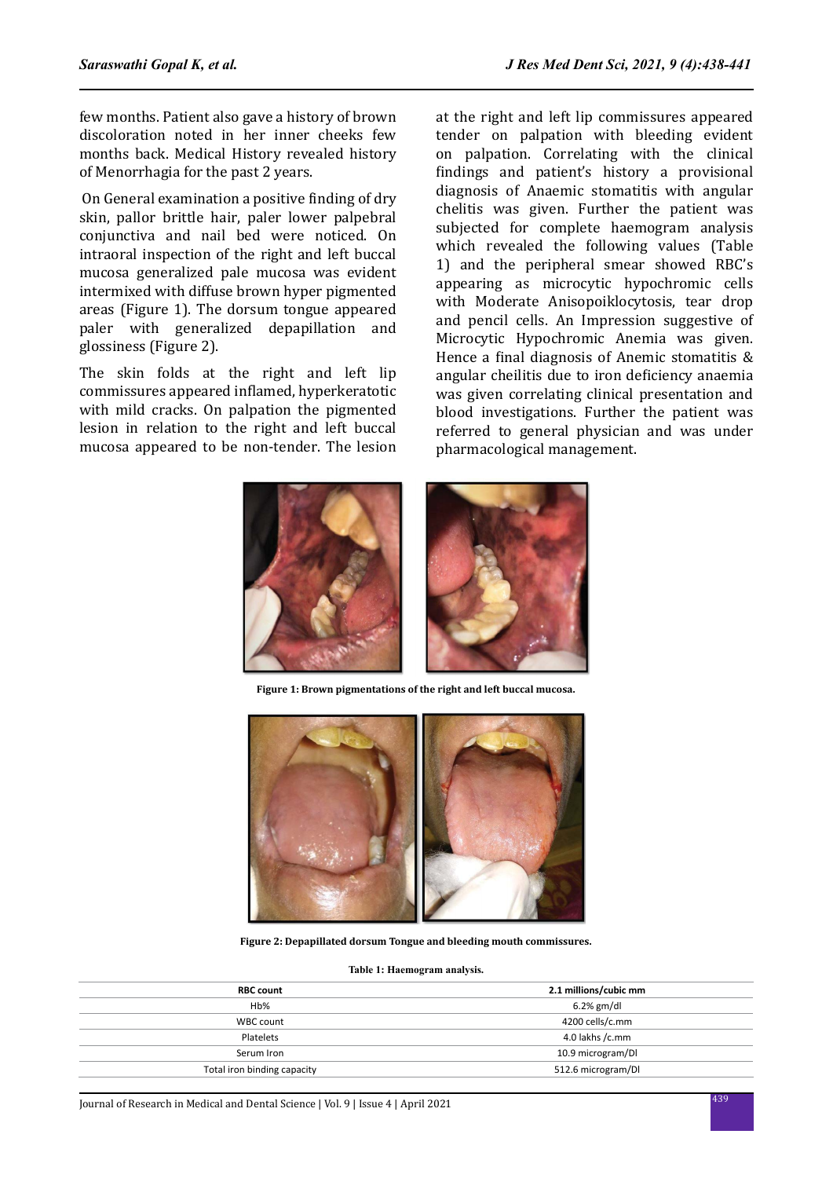few months. Patient also gave a history of brown discoloration noted in her inner cheeks few months back. Medical History revealed history of Menorrhagia for the past 2 years.

On General examination a positive finding of dry skin, pallor brittle hair, paler lower palpebral conjunctiva and nail bed were noticed. On intraoral inspection of the right and left buccal mucosa generalized pale mucosa was evident intermixed with diffuse brown hyper pigmented areas (Figure 1). The dorsum tongue appeared paler with generalized depapillation and glossiness (Figure 2).

The skin folds at the right and left lip commissures appeared inflamed, hyperkeratotic with mild cracks. On palpation the pigmented lesion in relation to the right and left buccal mucosa appeared to be non-tender. The lesion at the right and left lip commissures appeared tender on palpation with bleeding evident on palpation. Correlating with the clinical findings and patient's history a provisional diagnosis of Anaemic stomatitis with angular chelitis was given. Further the patient was subjected for complete haemogram analysis which revealed the following values (Table 1) and the peripheral smear showed RBC's appearing as microcytic hypochromic cells with Moderate Anisopoiklocytosis, tear drop and pencil cells. An Impression suggestive of Microcytic Hypochromic Anemia was given. Hence a final diagnosis of Anemic stomatitis & angular cheilitis due to iron deficiency anaemia was given correlating clinical presentation and blood investigations. Further the patient was referred to general physician and was under pharmacological management.

**Figure 1: Brown pigmentations of the right and left buccal mucosa.**

**Figure 2: Depapillated dorsum Tongue and bleeding mouth commissures.**

**Table 1: Haemogram analysis.**

| RBC count | 2.1 millions/cubic mm |
|---|---|
| Hb% | 6.2% gm/dl |
| WBC count | 4200 cells/c.mm |
| Platelets | 4.0 lakhs /c.mm |
| Serum Iron | 10.9 microgram/Dl |
| Total iron binding capacity | 512.6 microgram/Dl |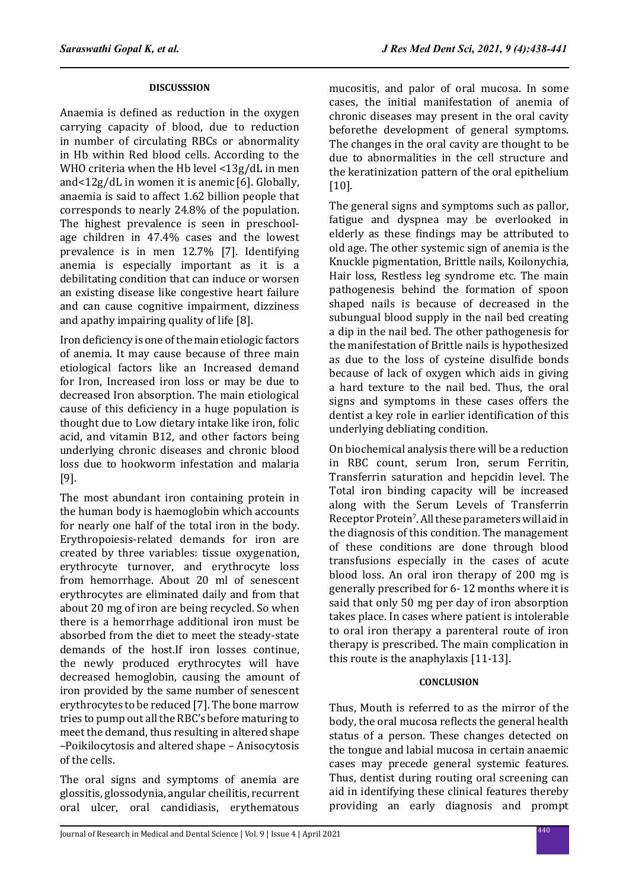## DISCUSSSION

Anaemia is defined as reduction in the oxygen carrying capacity of blood, due to reduction in number of circulating RBCs or abnormality in Hb within Red blood cells. According to the WHO criteria when the Hb level <13g/dL in men and<12g/dL in women it is anemic [6]. Globally, anaemia is said to affect 1.62 billion people that corresponds to nearly 24.8% of the population. The highest prevalence is seen in preschool-age children in 47.4% cases and the lowest prevalence is in men 12.7% [7]. Identifying anemia is especially important as it is a debilitating condition that can induce or worsen an existing disease like congestive heart failure and can cause cognitive impairment, dizziness and apathy impairing quality of life [8].

Iron deficiency is one of the main etiologic factors of anemia. It may cause because of three main etiological factors like an Increased demand for Iron, Increased iron loss or may be due to decreased Iron absorption. The main etiological cause of this deficiency in a huge population is thought due to Low dietary intake like iron, folic acid, and vitamin B12, and other factors being underlying chronic diseases and chronic blood loss due to hookworm infestation and malaria [9].

The most abundant iron containing protein in the human body is haemoglobin which accounts for nearly one half of the total iron in the body. Erythropoiesis-related demands for iron are created by three variables: tissue oxygenation, erythrocyte turnover, and erythrocyte loss from hemorrhage. About 20 ml of senescent erythrocytes are eliminated daily and from that about 20 mg of iron are being recycled. So when there is a hemorrhage additional iron must be absorbed from the diet to meet the steady-state demands of the host.If iron losses continue, the newly produced erythrocytes will have decreased hemoglobin, causing the amount of iron provided by the same number of senescent erythrocytes to be reduced [7]. The bone marrow tries to pump out all the RBC's before maturing to meet the demand, thus resulting in altered shape –Poikilocytosis and altered shape – Anisocytosis of the cells.

The oral signs and symptoms of anemia are glossitis, glossodynia, angular cheilitis, recurrent oral ulcer, oral candidiasis, erythematous mucositis, and palor of oral mucosa. In some cases, the initial manifestation of anemia of chronic diseases may present in the oral cavity beforethe development of general symptoms. The changes in the oral cavity are thought to be due to abnormalities in the cell structure and the keratinization pattern of the oral epithelium [10].

The general signs and symptoms such as pallor, fatigue and dyspnea may be overlooked in elderly as these findings may be attributed to old age. The other systemic sign of anemia is the Knuckle pigmentation, Brittle nails, Koilonychia, Hair loss, Restless leg syndrome etc. The main pathogenesis behind the formation of spoon shaped nails is because of decreased in the subungual blood supply in the nail bed creating a dip in the nail bed. The other pathogenesis for the manifestation of Brittle nails is hypothesized as due to the loss of cysteine disulfide bonds because of lack of oxygen which aids in giving a hard texture to the nail bed. Thus, the oral signs and symptoms in these cases offers the dentist a key role in earlier identification of this underlying debliating condition.

On biochemical analysis there will be a reduction in RBC count, serum Iron, serum Ferritin, Transferrin saturation and hepcidin level. The Total iron binding capacity will be increased along with the Serum Levels of Transferrin Receptor Protein[7]. All these parameters will aid in the diagnosis of this condition. The management of these conditions are done through blood transfusions especially in the cases of acute blood loss. An oral iron therapy of 200 mg is generally prescribed for 6- 12 months where it is said that only 50 mg per day of iron absorption takes place. In cases where patient is intolerable to oral iron therapy a parenteral route of iron therapy is prescribed. The main complication in this route is the anaphylaxis [11-13].

## CONCLUSION

Thus, Mouth is referred to as the mirror of the body, the oral mucosa reflects the general health status of a person. These changes detected on the tongue and labial mucosa in certain anaemic cases may precede general systemic features. Thus, dentist during routing oral screening can aid in identifying these clinical features thereby providing an early diagnosis and prompt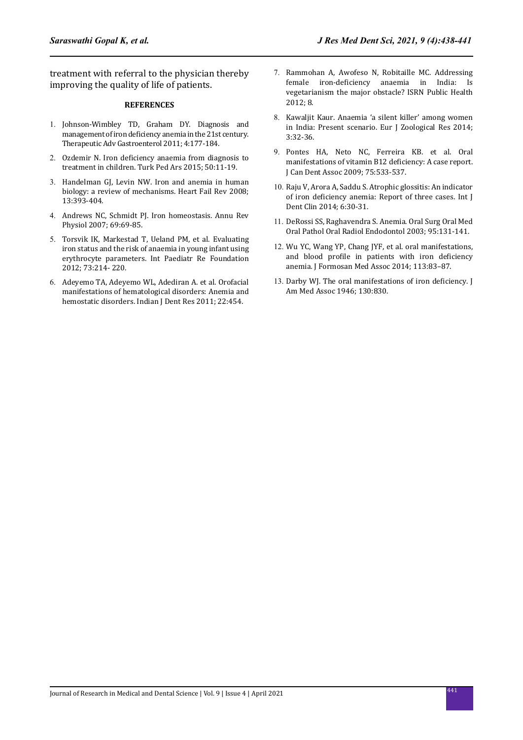treatment with referral to the physician thereby improving the quality of life of patients.

## REFERENCES

1. Johnson-Wimbley TD, Graham DY. Diagnosis and management of iron deficiency anemia in the 21st century. Therapeutic Adv Gastroenterol 2011; 4:177-184.
2. Ozdemir N. Iron deficiency anaemia from diagnosis to treatment in children. Turk Ped Ars 2015; 50:11-19.
3. Handelman GJ, Levin NW. Iron and anemia in human biology: a review of mechanisms. Heart Fail Rev 2008; 13:393-404.
4. Andrews NC, Schmidt PJ. Iron homeostasis. Annu Rev Physiol 2007; 69:69-85.
5. Torsvik IK, Markestad T, Ueland PM, et al. Evaluating iron status and the risk of anaemia in young infant using erythrocyte parameters. Int Paediatr Re Foundation 2012; 73:214- 220.
6. Adeyemo TA, Adeyemo WL, Adediran A. et al. Orofacial manifestations of hematological disorders: Anemia and hemostatic disorders. Indian J Dent Res 2011; 22:454.
7. Rammohan A, Awofeso N, Robitaille MC. Addressing female iron-deficiency anaemia in India: Is vegetarianism the major obstacle? ISRN Public Health 2012; 8.
8. Kawaljit Kaur. Anaemia 'a silent killer' among women in India: Present scenario. Eur J Zoological Res 2014; 3:32-36.
9. Pontes HA, Neto NC, Ferreira KB. et al. Oral manifestations of vitamin B12 deficiency: A case report. J Can Dent Assoc 2009; 75:533-537.
10. Raju V, Arora A, Saddu S. Atrophic glossitis: An indicator of iron deficiency anemia: Report of three cases. Int J Dent Clin 2014; 6:30-31.
11. DeRossi SS, Raghavendra S. Anemia. Oral Surg Oral Med Oral Pathol Oral Radiol Endodontol 2003; 95:131-141.
12. Wu YC, Wang YP, Chang JYF, et al. oral manifestations, and blood profile in patients with iron deficiency anemia. J Formosan Med Assoc 2014; 113:83–87.
13. Darby WJ. The oral manifestations of iron deficiency. J Am Med Assoc 1946; 130:830.